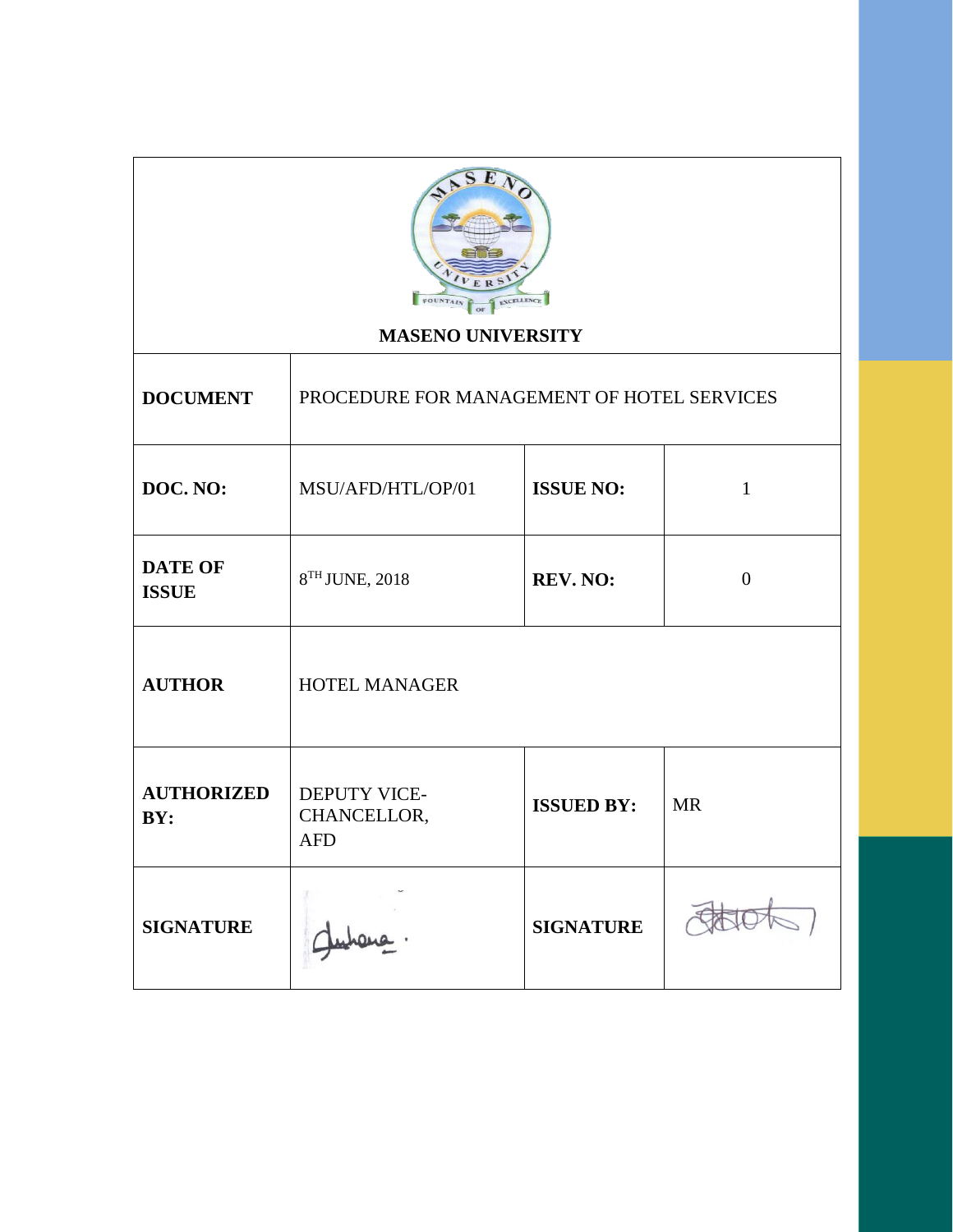**MASENO UNIVERSITY**

| DOCUMENT | PROCEDURE FOR MANAGEMENT OF HOTEL SERVICES | | |
|---|---|---|---|
| **DOC. NO:** | MSU/AFD/HTL/OP/01 | **ISSUE NO:** | 1 |
| **DATE OF ISSUE** | 8TH JUNE, 2018 | **REV. NO:** | 0 |
| **AUTHOR** | HOTEL MANAGER | | |
| **AUTHORIZED BY:** | DEPUTY VICE-CHANCELLOR, AFD | **ISSUED BY:** | MR |
| **SIGNATURE** | | **SIGNATURE** | |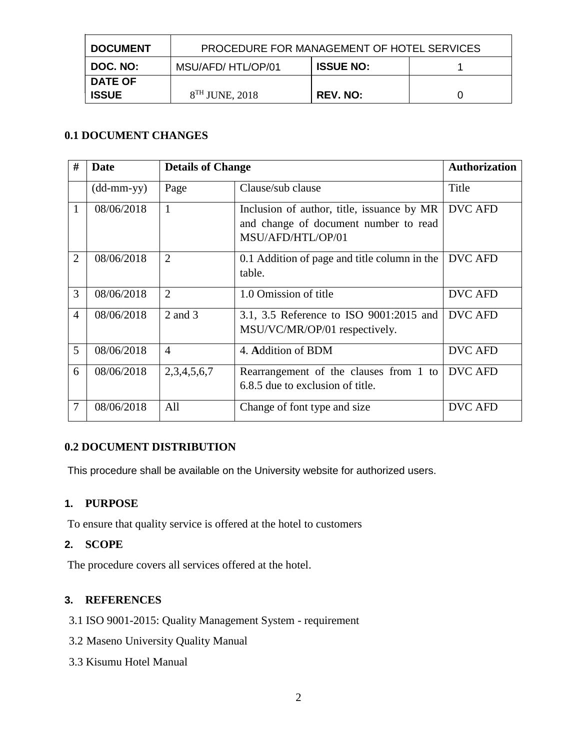| DOCUMENT | PROCEDURE FOR MANAGEMENT OF HOTEL SERVICES | | |
|---|---|---|---|
| DOC. NO: | MSU/AFD/ HTL/OP/01 | ISSUE NO: | 1 |
| DATE OF ISSUE | 8TH JUNE, 2018 | REV. NO: | 0 |

### 0.1 DOCUMENT CHANGES

| # | Date | Details of Change | | Authorization |
|---|---|---|---|---|
| | (dd-mm-yy) | Page | Clause/sub clause | Title |
| 1 | 08/06/2018 | 1 | Inclusion of author, title, issuance by MR and change of document number to read MSU/AFD/HTL/OP/01 | DVC AFD |
| 2 | 08/06/2018 | 2 | 0.1 Addition of page and title column in the table. | DVC AFD |
| 3 | 08/06/2018 | 2 | 1.0 Omission of title | DVC AFD |
| 4 | 08/06/2018 | 2 and 3 | 3.1, 3.5 Reference to ISO 9001:2015 and MSU/VC/MR/OP/01 respectively. | DVC AFD |
| 5 | 08/06/2018 | 4 | 4. **A**ddition of BDM | DVC AFD |
| 6 | 08/06/2018 | 2,3,4,5,6,7 | Rearrangement of the clauses from 1 to 6.8.5 due to exclusion of title. | DVC AFD |
| 7 | 08/06/2018 | All | Change of font type and size | DVC AFD |

### 0.2 DOCUMENT DISTRIBUTION

This procedure shall be available on the University website for authorized users.

### 1. PURPOSE

To ensure that quality service is offered at the hotel to customers

### 2. SCOPE

The procedure covers all services offered at the hotel.

### 3. REFERENCES

3.1 ISO 9001-2015: Quality Management System - requirement

3.2 Maseno University Quality Manual

3.3 Kisumu Hotel Manual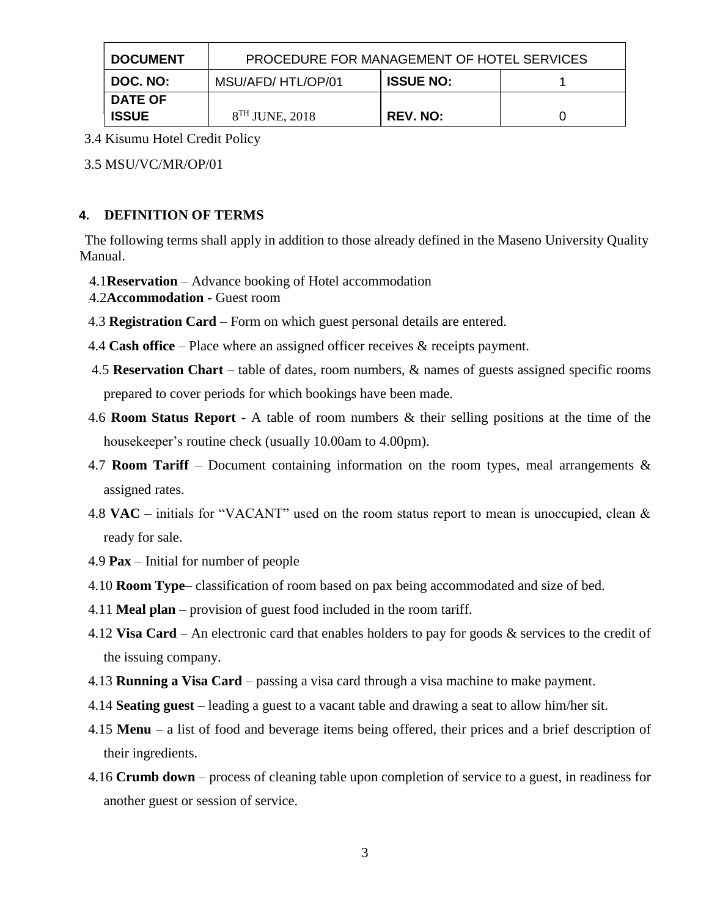3.4 Kisumu Hotel Credit Policy

3.5 MSU/VC/MR/OP/01

## 4. DEFINITION OF TERMS

The following terms shall apply in addition to those already defined in the Maseno University Quality Manual.

4.1 **Reservation** – Advance booking of Hotel accommodation

4.2 **Accommodation -** Guest room

4.3 **Registration Card** – Form on which guest personal details are entered.

4.4 **Cash office** – Place where an assigned officer receives & receipts payment.

4.5 **Reservation Chart** – table of dates, room numbers, & names of guests assigned specific rooms prepared to cover periods for which bookings have been made.

4.6 **Room Status Report** - A table of room numbers & their selling positions at the time of the housekeeper's routine check (usually 10.00am to 4.00pm).

4.7 **Room Tariff** – Document containing information on the room types, meal arrangements & assigned rates.

4.8 **VAC** – initials for "VACANT" used on the room status report to mean is unoccupied, clean & ready for sale.

4.9 **Pax** – Initial for number of people

4.10 **Room Type**– classification of room based on pax being accommodated and size of bed.

4.11 **Meal plan** – provision of guest food included in the room tariff.

4.12 **Visa Card** – An electronic card that enables holders to pay for goods & services to the credit of the issuing company.

4.13 **Running a Visa Card** – passing a visa card through a visa machine to make payment.

4.14 **Seating guest** – leading a guest to a vacant table and drawing a seat to allow him/her sit.

4.15 **Menu** – a list of food and beverage items being offered, their prices and a brief description of their ingredients.

4.16 **Crumb down** – process of cleaning table upon completion of service to a guest, in readiness for another guest or session of service.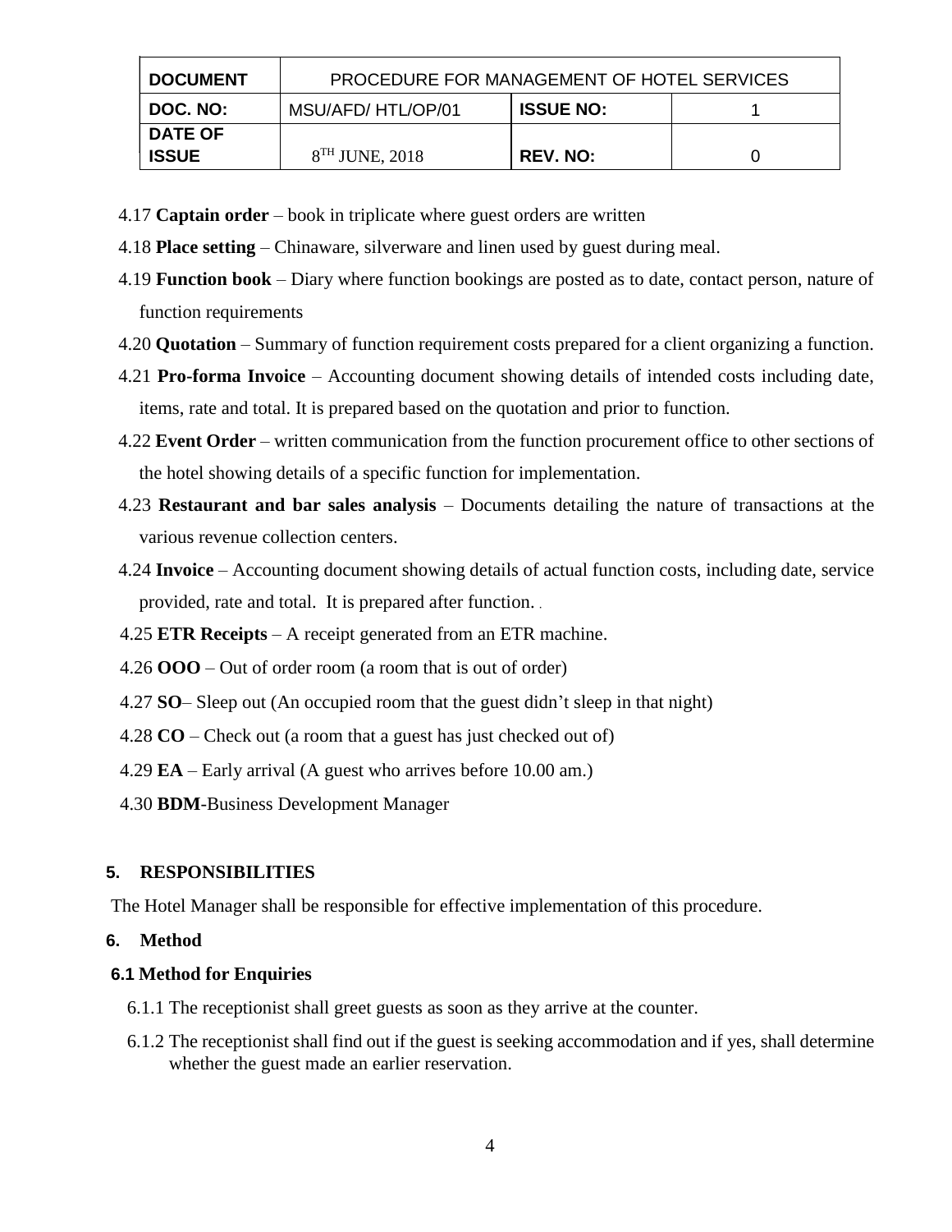4.17 **Captain order** – book in triplicate where guest orders are written

4.18 **Place setting** – Chinaware, silverware and linen used by guest during meal.

4.19 **Function book** – Diary where function bookings are posted as to date, contact person, nature of function requirements

4.20 **Quotation** – Summary of function requirement costs prepared for a client organizing a function.

4.21 **Pro-forma Invoice** – Accounting document showing details of intended costs including date, items, rate and total. It is prepared based on the quotation and prior to function.

4.22 **Event Order** – written communication from the function procurement office to other sections of the hotel showing details of a specific function for implementation.

4.23 **Restaurant and bar sales analysis** – Documents detailing the nature of transactions at the various revenue collection centers.

4.24 **Invoice** – Accounting document showing details of actual function costs, including date, service provided, rate and total. It is prepared after function.

4.25 **ETR Receipts** – A receipt generated from an ETR machine.

4.26 **OOO** – Out of order room (a room that is out of order)

4.27 **SO**– Sleep out (An occupied room that the guest didn't sleep in that night)

4.28 **CO** – Check out (a room that a guest has just checked out of)

4.29 **EA** – Early arrival (A guest who arrives before 10.00 am.)

4.30 **BDM**-Business Development Manager

## 5. RESPONSIBILITIES

The Hotel Manager shall be responsible for effective implementation of this procedure.

## 6. Method

### 6.1 Method for Enquiries

6.1.1 The receptionist shall greet guests as soon as they arrive at the counter.

6.1.2 The receptionist shall find out if the guest is seeking accommodation and if yes, shall determine whether the guest made an earlier reservation.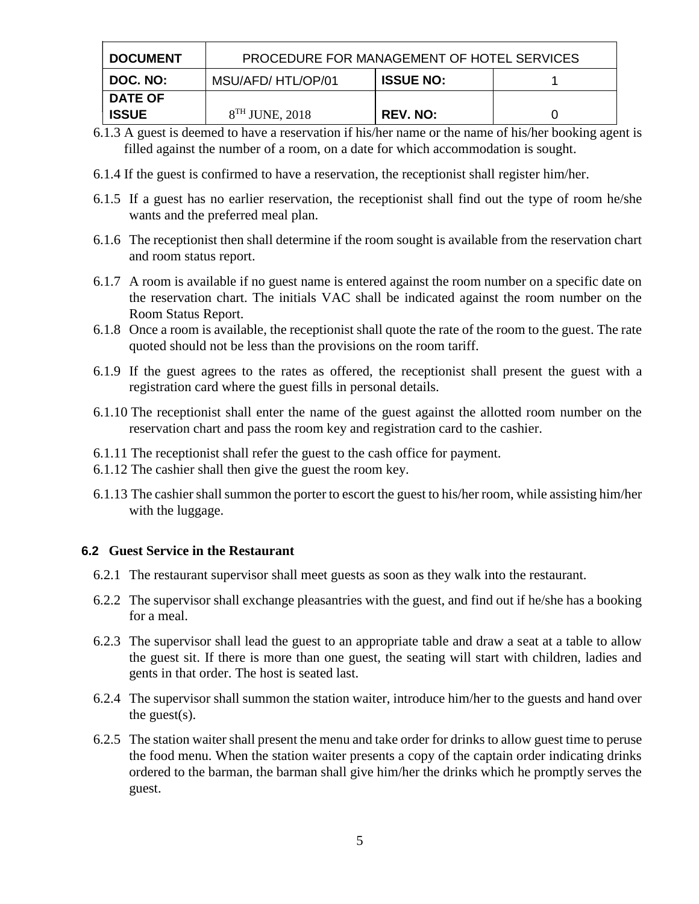| DOCUMENT | PROCEDURE FOR MANAGEMENT OF HOTEL SERVICES | | |
|---|---|---|---|
| DOC. NO: | MSU/AFD/ HTL/OP/01 | ISSUE NO: | 1 |
| DATE OF ISSUE | 8TH JUNE, 2018 | REV. NO: | 0 |

6.1.3 A guest is deemed to have a reservation if his/her name or the name of his/her booking agent is filled against the number of a room, on a date for which accommodation is sought.

6.1.4 If the guest is confirmed to have a reservation, the receptionist shall register him/her.

6.1.5 If a guest has no earlier reservation, the receptionist shall find out the type of room he/she wants and the preferred meal plan.

6.1.6 The receptionist then shall determine if the room sought is available from the reservation chart and room status report.

6.1.7 A room is available if no guest name is entered against the room number on a specific date on the reservation chart. The initials VAC shall be indicated against the room number on the Room Status Report.

6.1.8 Once a room is available, the receptionist shall quote the rate of the room to the guest. The rate quoted should not be less than the provisions on the room tariff.

6.1.9 If the guest agrees to the rates as offered, the receptionist shall present the guest with a registration card where the guest fills in personal details.

6.1.10 The receptionist shall enter the name of the guest against the allotted room number on the reservation chart and pass the room key and registration card to the cashier.

6.1.11 The receptionist shall refer the guest to the cash office for payment.

6.1.12 The cashier shall then give the guest the room key.

6.1.13 The cashier shall summon the porter to escort the guest to his/her room, while assisting him/her with the luggage.

## 6.2 Guest Service in the Restaurant

6.2.1 The restaurant supervisor shall meet guests as soon as they walk into the restaurant.

6.2.2 The supervisor shall exchange pleasantries with the guest, and find out if he/she has a booking for a meal.

6.2.3 The supervisor shall lead the guest to an appropriate table and draw a seat at a table to allow the guest sit. If there is more than one guest, the seating will start with children, ladies and gents in that order. The host is seated last.

6.2.4 The supervisor shall summon the station waiter, introduce him/her to the guests and hand over the guest(s).

6.2.5 The station waiter shall present the menu and take order for drinks to allow guest time to peruse the food menu. When the station waiter presents a copy of the captain order indicating drinks ordered to the barman, the barman shall give him/her the drinks which he promptly serves the guest.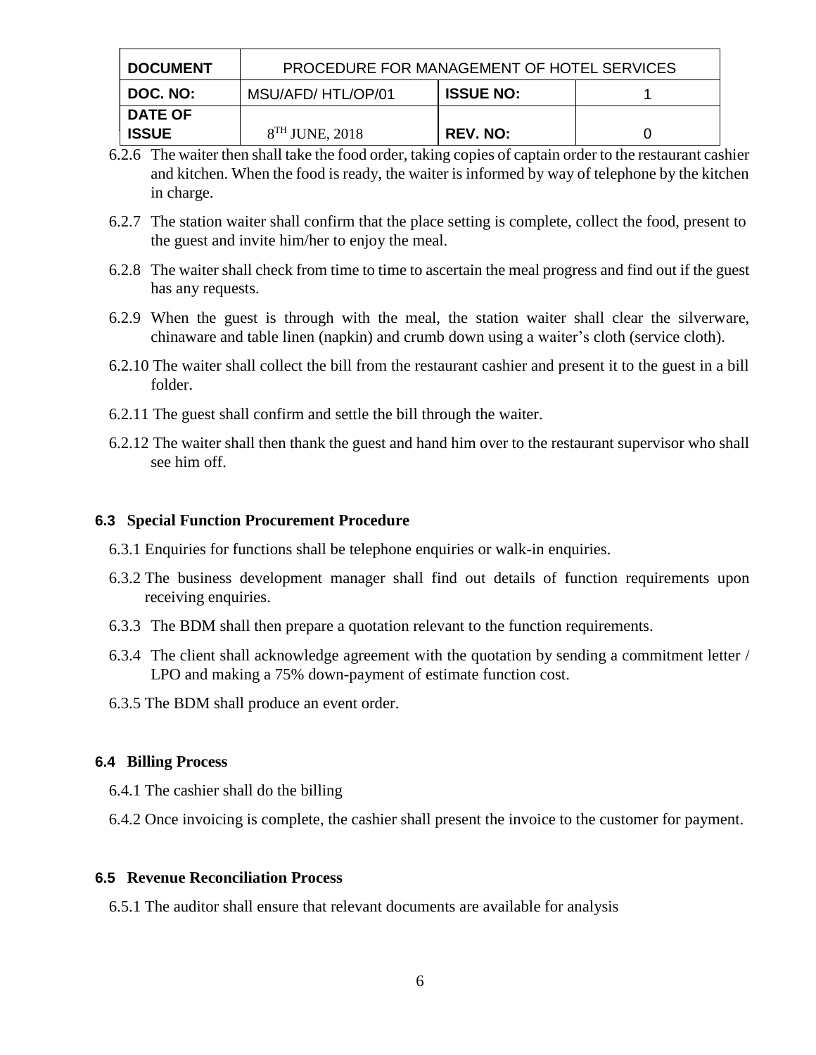6.2.6 The waiter then shall take the food order, taking copies of captain order to the restaurant cashier and kitchen. When the food is ready, the waiter is informed by way of telephone by the kitchen in charge.

6.2.7 The station waiter shall confirm that the place setting is complete, collect the food, present to the guest and invite him/her to enjoy the meal.

6.2.8 The waiter shall check from time to time to ascertain the meal progress and find out if the guest has any requests.

6.2.9 When the guest is through with the meal, the station waiter shall clear the silverware, chinaware and table linen (napkin) and crumb down using a waiter's cloth (service cloth).

6.2.10 The waiter shall collect the bill from the restaurant cashier and present it to the guest in a bill folder.

6.2.11 The guest shall confirm and settle the bill through the waiter.

6.2.12 The waiter shall then thank the guest and hand him over to the restaurant supervisor who shall see him off.

### 6.3 Special Function Procurement Procedure

6.3.1 Enquiries for functions shall be telephone enquiries or walk-in enquiries.

6.3.2 The business development manager shall find out details of function requirements upon receiving enquiries.

6.3.3 The BDM shall then prepare a quotation relevant to the function requirements.

6.3.4 The client shall acknowledge agreement with the quotation by sending a commitment letter / LPO and making a 75% down-payment of estimate function cost.

6.3.5 The BDM shall produce an event order.

### 6.4 Billing Process

6.4.1 The cashier shall do the billing

6.4.2 Once invoicing is complete, the cashier shall present the invoice to the customer for payment.

### 6.5 Revenue Reconciliation Process

6.5.1 The auditor shall ensure that relevant documents are available for analysis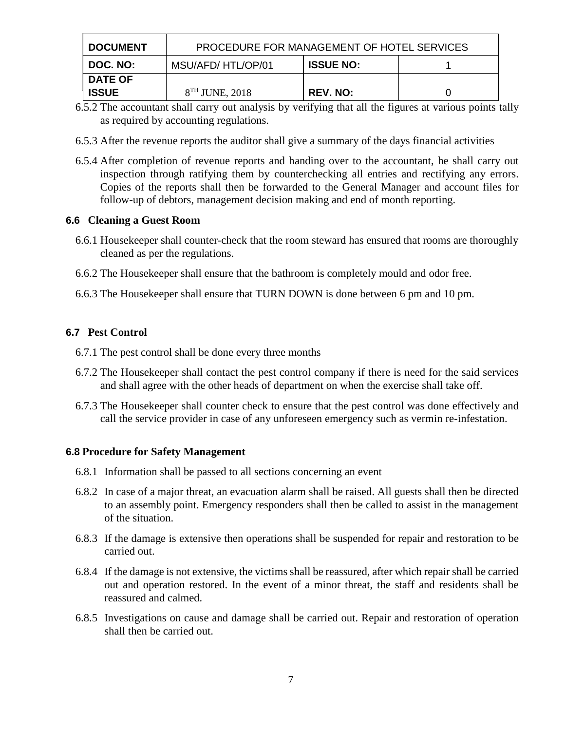6.5.2 The accountant shall carry out analysis by verifying that all the figures at various points tally as required by accounting regulations.

6.5.3 After the revenue reports the auditor shall give a summary of the days financial activities

6.5.4 After completion of revenue reports and handing over to the accountant, he shall carry out inspection through ratifying them by counterchecking all entries and rectifying any errors. Copies of the reports shall then be forwarded to the General Manager and account files for follow-up of debtors, management decision making and end of month reporting.

### 6.6 Cleaning a Guest Room

6.6.1 Housekeeper shall counter-check that the room steward has ensured that rooms are thoroughly cleaned as per the regulations.

6.6.2 The Housekeeper shall ensure that the bathroom is completely mould and odor free.

6.6.3 The Housekeeper shall ensure that TURN DOWN is done between 6 pm and 10 pm.

### 6.7 Pest Control

6.7.1 The pest control shall be done every three months

6.7.2 The Housekeeper shall contact the pest control company if there is need for the said services and shall agree with the other heads of department on when the exercise shall take off.

6.7.3 The Housekeeper shall counter check to ensure that the pest control was done effectively and call the service provider in case of any unforeseen emergency such as vermin re-infestation.

### 6.8 Procedure for Safety Management

6.8.1 Information shall be passed to all sections concerning an event

6.8.2 In case of a major threat, an evacuation alarm shall be raised. All guests shall then be directed to an assembly point. Emergency responders shall then be called to assist in the management of the situation.

6.8.3 If the damage is extensive then operations shall be suspended for repair and restoration to be carried out.

6.8.4 If the damage is not extensive, the victims shall be reassured, after which repair shall be carried out and operation restored. In the event of a minor threat, the staff and residents shall be reassured and calmed.

6.8.5 Investigations on cause and damage shall be carried out. Repair and restoration of operation shall then be carried out.